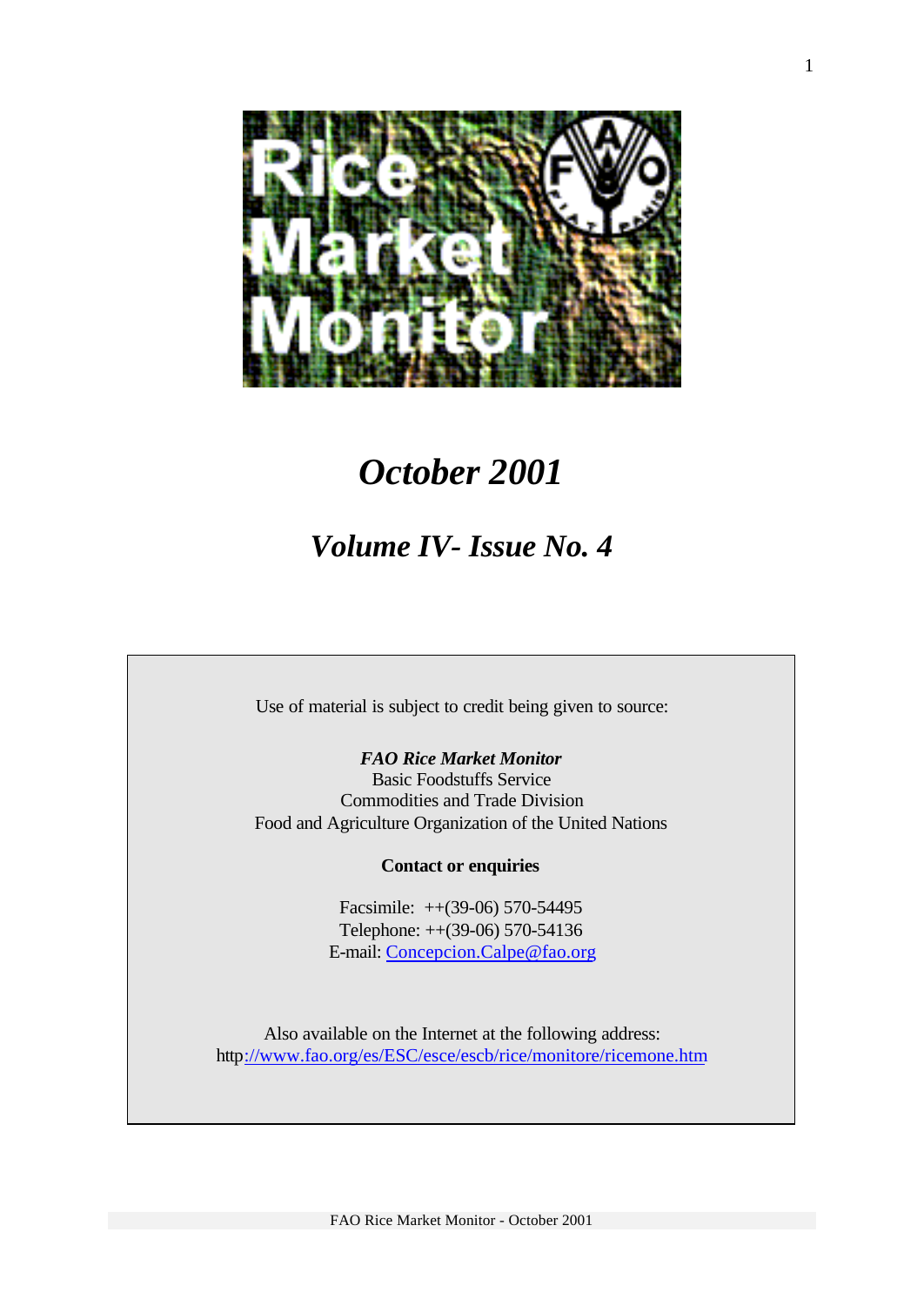# Rice Market Monitor

# *October 2001*

## *Volume IV- Issue No. 4*

Use of material is subject to credit being given to source:

***FAO Rice Market Monitor***
Basic Foodstuffs Service
Commodities and Trade Division
Food and Agriculture Organization of the United Nations

**Contact or enquiries**

Facsimile: ++(39-06) 570-54495
Telephone: ++(39-06) 570-54136
E-mail: Concepcion.Calpe@fao.org

Also available on the Internet at the following address:
http://www.fao.org/es/ESC/esce/escb/rice/monitore/ricemone.htm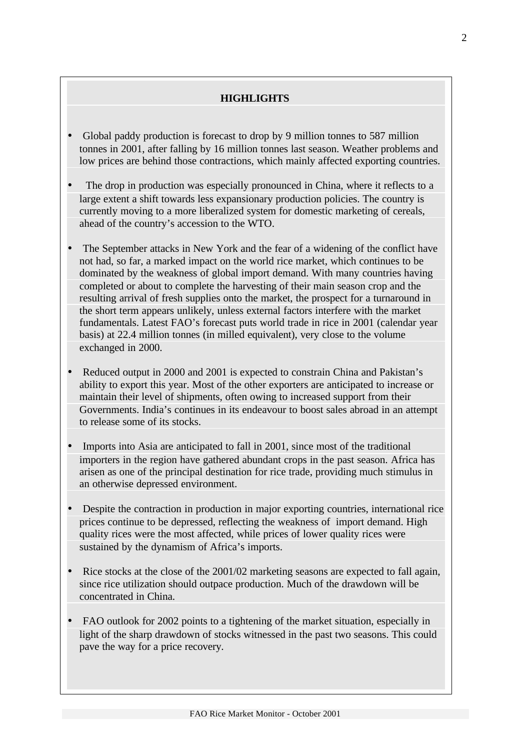## HIGHLIGHTS

- Global paddy production is forecast to drop by 9 million tonnes to 587 million tonnes in 2001, after falling by 16 million tonnes last season. Weather problems and low prices are behind those contractions, which mainly affected exporting countries.

- The drop in production was especially pronounced in China, where it reflects to a large extent a shift towards less expansionary production policies. The country is currently moving to a more liberalized system for domestic marketing of cereals, ahead of the country's accession to the WTO.

- The September attacks in New York and the fear of a widening of the conflict have not had, so far, a marked impact on the world rice market, which continues to be dominated by the weakness of global import demand. With many countries having completed or about to complete the harvesting of their main season crop and the resulting arrival of fresh supplies onto the market, the prospect for a turnaround in the short term appears unlikely, unless external factors interfere with the market fundamentals. Latest FAO's forecast puts world trade in rice in 2001 (calendar year basis) at 22.4 million tonnes (in milled equivalent), very close to the volume exchanged in 2000.

- Reduced output in 2000 and 2001 is expected to constrain China and Pakistan's ability to export this year. Most of the other exporters are anticipated to increase or maintain their level of shipments, often owing to increased support from their Governments. India's continues in its endeavour to boost sales abroad in an attempt to release some of its stocks.

- Imports into Asia are anticipated to fall in 2001, since most of the traditional importers in the region have gathered abundant crops in the past season. Africa has arisen as one of the principal destination for rice trade, providing much stimulus in an otherwise depressed environment.

- Despite the contraction in production in major exporting countries, international rice prices continue to be depressed, reflecting the weakness of import demand. High quality rices were the most affected, while prices of lower quality rices were sustained by the dynamism of Africa's imports.

- Rice stocks at the close of the 2001/02 marketing seasons are expected to fall again, since rice utilization should outpace production. Much of the drawdown will be concentrated in China.

- FAO outlook for 2002 points to a tightening of the market situation, especially in light of the sharp drawdown of stocks witnessed in the past two seasons. This could pave the way for a price recovery.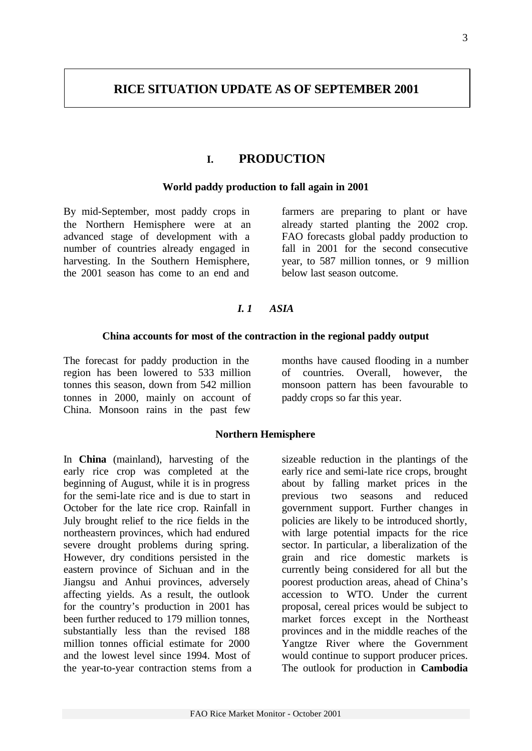# RICE SITUATION UPDATE AS OF SEPTEMBER 2001

## I. PRODUCTION

**World paddy production to fall again in 2001**

By mid-September, most paddy crops in the Northern Hemisphere were at an advanced stage of development with a number of countries already engaged in harvesting. In the Southern Hemisphere, the 2001 season has come to an end and farmers are preparing to plant or have already started planting the 2002 crop. FAO forecasts global paddy production to fall in 2001 for the second consecutive year, to 587 million tonnes, or 9 million below last season outcome.

### *I. 1 ASIA*

**China accounts for most of the contraction in the regional paddy output**

The forecast for paddy production in the region has been lowered to 533 million tonnes this season, down from 542 million tonnes in 2000, mainly on account of China. Monsoon rains in the past few months have caused flooding in a number of countries. Overall, however, the monsoon pattern has been favourable to paddy crops so far this year.

**Northern Hemisphere**

In **China** (mainland), harvesting of the early rice crop was completed at the beginning of August, while it is in progress for the semi-late rice and is due to start in October for the late rice crop. Rainfall in July brought relief to the rice fields in the northeastern provinces, which had endured severe drought problems during spring. However, dry conditions persisted in the eastern province of Sichuan and in the Jiangsu and Anhui provinces, adversely affecting yields. As a result, the outlook for the country's production in 2001 has been further reduced to 179 million tonnes, substantially less than the revised 188 million tonnes official estimate for 2000 and the lowest level since 1994. Most of the year-to-year contraction stems from a sizeable reduction in the plantings of the early rice and semi-late rice crops, brought about by falling market prices in the previous two seasons and reduced government support. Further changes in policies are likely to be introduced shortly, with large potential impacts for the rice sector. In particular, a liberalization of the grain and rice domestic markets is currently being considered for all but the poorest production areas, ahead of China's accession to WTO. Under the current proposal, cereal prices would be subject to market forces except in the Northeast provinces and in the middle reaches of the Yangtze River where the Government would continue to support producer prices. The outlook for production in **Cambodia**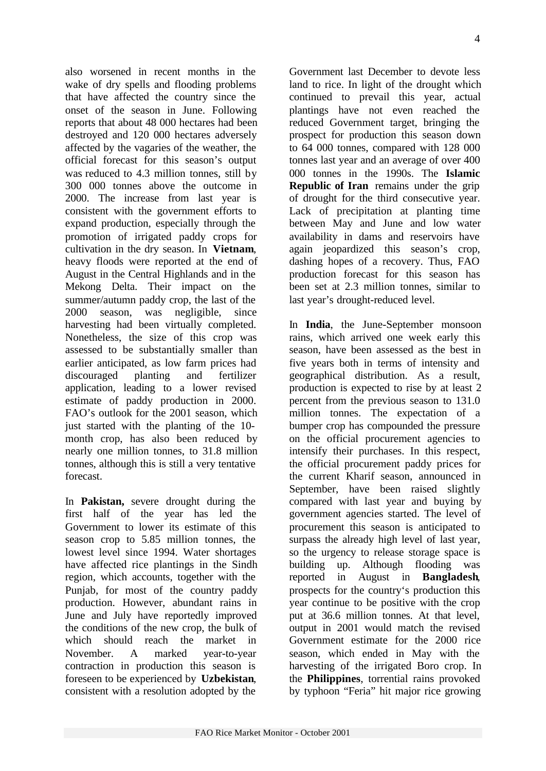also worsened in recent months in the wake of dry spells and flooding problems that have affected the country since the onset of the season in June. Following reports that about 48 000 hectares had been destroyed and 120 000 hectares adversely affected by the vagaries of the weather, the official forecast for this season's output was reduced to 4.3 million tonnes, still by 300 000 tonnes above the outcome in 2000. The increase from last year is consistent with the government efforts to expand production, especially through the promotion of irrigated paddy crops for cultivation in the dry season. In **Vietnam**, heavy floods were reported at the end of August in the Central Highlands and in the Mekong Delta. Their impact on the summer/autumn paddy crop, the last of the 2000 season, was negligible, since harvesting had been virtually completed. Nonetheless, the size of this crop was assessed to be substantially smaller than earlier anticipated, as low farm prices had discouraged planting and fertilizer application, leading to a lower revised estimate of paddy production in 2000. FAO's outlook for the 2001 season, which just started with the planting of the 10-month crop, has also been reduced by nearly one million tonnes, to 31.8 million tonnes, although this is still a very tentative forecast.

In **Pakistan,** severe drought during the first half of the year has led the Government to lower its estimate of this season crop to 5.85 million tonnes, the lowest level since 1994. Water shortages have affected rice plantings in the Sindh region, which accounts, together with the Punjab, for most of the country paddy production. However, abundant rains in June and July have reportedly improved the conditions of the new crop, the bulk of which should reach the market in November. A marked year-to-year contraction in production this season is foreseen to be experienced by **Uzbekistan**, consistent with a resolution adopted by the Government last December to devote less land to rice. In light of the drought which continued to prevail this year, actual plantings have not even reached the reduced Government target, bringing the prospect for production this season down to 64 000 tonnes, compared with 128 000 tonnes last year and an average of over 400 000 tonnes in the 1990s. The **Islamic Republic of Iran** remains under the grip of drought for the third consecutive year. Lack of precipitation at planting time between May and June and low water availability in dams and reservoirs have again jeopardized this season's crop, dashing hopes of a recovery. Thus, FAO production forecast for this season has been set at 2.3 million tonnes, similar to last year's drought-reduced level.

In **India**, the June-September monsoon rains, which arrived one week early this season, have been assessed as the best in five years both in terms of intensity and geographical distribution. As a result, production is expected to rise by at least 2 percent from the previous season to 131.0 million tonnes. The expectation of a bumper crop has compounded the pressure on the official procurement agencies to intensify their purchases. In this respect, the official procurement paddy prices for the current Kharif season, announced in September, have been raised slightly compared with last year and buying by government agencies started. The level of procurement this season is anticipated to surpass the already high level of last year, so the urgency to release storage space is building up. Although flooding was reported in August in **Bangladesh**, prospects for the country's production this year continue to be positive with the crop put at 36.6 million tonnes. At that level, output in 2001 would match the revised Government estimate for the 2000 rice season, which ended in May with the harvesting of the irrigated Boro crop. In the **Philippines**, torrential rains provoked by typhoon "Feria" hit major rice growing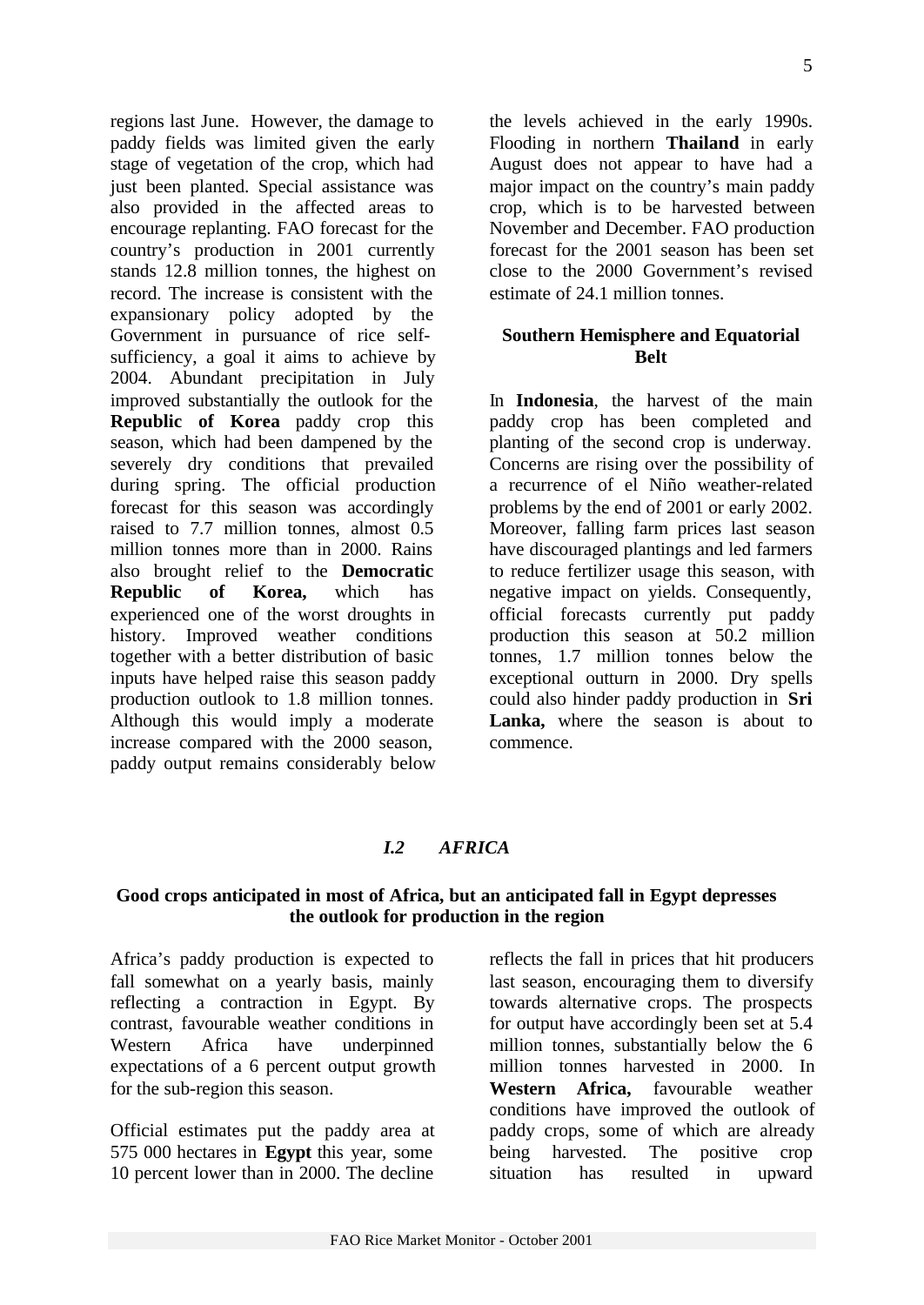regions last June. However, the damage to paddy fields was limited given the early stage of vegetation of the crop, which had just been planted. Special assistance was also provided in the affected areas to encourage replanting. FAO forecast for the country's production in 2001 currently stands 12.8 million tonnes, the highest on record. The increase is consistent with the expansionary policy adopted by the Government in pursuance of rice self-sufficiency, a goal it aims to achieve by 2004. Abundant precipitation in July improved substantially the outlook for the **Republic of Korea** paddy crop this season, which had been dampened by the severely dry conditions that prevailed during spring. The official production forecast for this season was accordingly raised to 7.7 million tonnes, almost 0.5 million tonnes more than in 2000. Rains also brought relief to the **Democratic Republic of Korea,** which has experienced one of the worst droughts in history. Improved weather conditions together with a better distribution of basic inputs have helped raise this season paddy production outlook to 1.8 million tonnes. Although this would imply a moderate increase compared with the 2000 season, paddy output remains considerably below the levels achieved in the early 1990s. Flooding in northern **Thailand** in early August does not appear to have had a major impact on the country's main paddy crop, which is to be harvested between November and December. FAO production forecast for the 2001 season has been set close to the 2000 Government's revised estimate of 24.1 million tonnes.

### Southern Hemisphere and Equatorial Belt

In **Indonesia**, the harvest of the main paddy crop has been completed and planting of the second crop is underway. Concerns are rising over the possibility of a recurrence of el Niño weather-related problems by the end of 2001 or early 2002. Moreover, falling farm prices last season have discouraged plantings and led farmers to reduce fertilizer usage this season, with negative impact on yields. Consequently, official forecasts currently put paddy production this season at 50.2 million tonnes, 1.7 million tonnes below the exceptional outturn in 2000. Dry spells could also hinder paddy production in **Sri Lanka,** where the season is about to commence.

## *I.2 AFRICA*

### Good crops anticipated in most of Africa, but an anticipated fall in Egypt depresses the outlook for production in the region

Africa's paddy production is expected to fall somewhat on a yearly basis, mainly reflecting a contraction in Egypt. By contrast, favourable weather conditions in Western Africa have underpinned expectations of a 6 percent output growth for the sub-region this season.

Official estimates put the paddy area at 575 000 hectares in **Egypt** this year, some 10 percent lower than in 2000. The decline reflects the fall in prices that hit producers last season, encouraging them to diversify towards alternative crops. The prospects for output have accordingly been set at 5.4 million tonnes, substantially below the 6 million tonnes harvested in 2000. In **Western Africa,** favourable weather conditions have improved the outlook of paddy crops, some of which are already being harvested. The positive crop situation has resulted in upward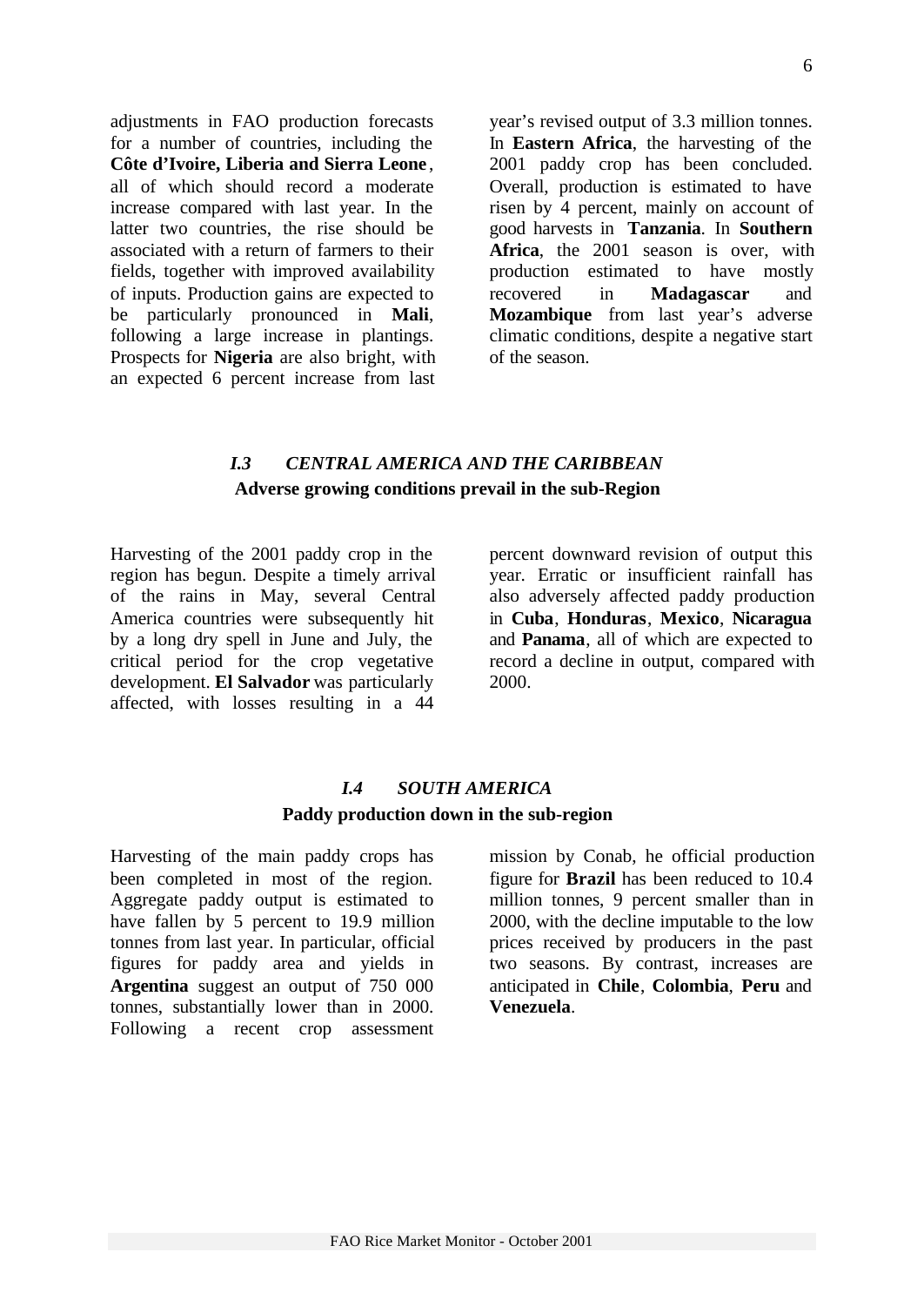adjustments in FAO production forecasts for a number of countries, including the **Côte d'Ivoire, Liberia and Sierra Leone**, all of which should record a moderate increase compared with last year. In the latter two countries, the rise should be associated with a return of farmers to their fields, together with improved availability of inputs. Production gains are expected to be particularly pronounced in **Mali**, following a large increase in plantings. Prospects for **Nigeria** are also bright, with an expected 6 percent increase from last year's revised output of 3.3 million tonnes. In **Eastern Africa**, the harvesting of the 2001 paddy crop has been concluded. Overall, production is estimated to have risen by 4 percent, mainly on account of good harvests in **Tanzania**. In **Southern Africa**, the 2001 season is over, with production estimated to have mostly recovered in **Madagascar** and **Mozambique** from last year's adverse climatic conditions, despite a negative start of the season.

## *I.3 CENTRAL AMERICA AND THE CARIBBEAN*

**Adverse growing conditions prevail in the sub-Region**

Harvesting of the 2001 paddy crop in the region has begun. Despite a timely arrival of the rains in May, several Central America countries were subsequently hit by a long dry spell in June and July, the critical period for the crop vegetative development. **El Salvador** was particularly affected, with losses resulting in a 44 percent downward revision of output this year. Erratic or insufficient rainfall has also adversely affected paddy production in **Cuba**, **Honduras**, **Mexico**, **Nicaragua** and **Panama**, all of which are expected to record a decline in output, compared with 2000.

## *I.4 SOUTH AMERICA*

**Paddy production down in the sub-region**

Harvesting of the main paddy crops has been completed in most of the region. Aggregate paddy output is estimated to have fallen by 5 percent to 19.9 million tonnes from last year. In particular, official figures for paddy area and yields in **Argentina** suggest an output of 750 000 tonnes, substantially lower than in 2000. Following a recent crop assessment mission by Conab, he official production figure for **Brazil** has been reduced to 10.4 million tonnes, 9 percent smaller than in 2000, with the decline imputable to the low prices received by producers in the past two seasons. By contrast, increases are anticipated in **Chile**, **Colombia**, **Peru** and **Venezuela**.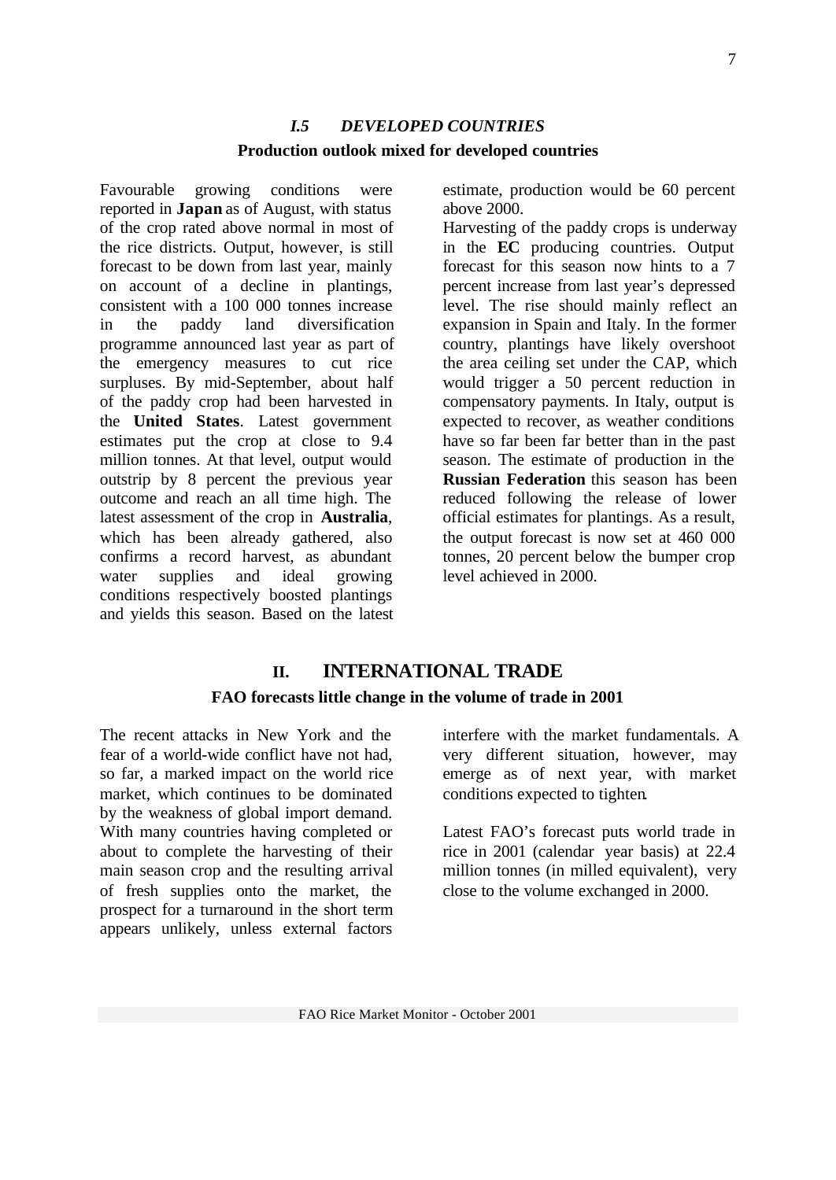### *I.5 DEVELOPED COUNTRIES*

**Production outlook mixed for developed countries**

Favourable growing conditions were reported in **Japan** as of August, with status of the crop rated above normal in most of the rice districts. Output, however, is still forecast to be down from last year, mainly on account of a decline in plantings, consistent with a 100 000 tonnes increase in the paddy land diversification programme announced last year as part of the emergency measures to cut rice surpluses. By mid-September, about half of the paddy crop had been harvested in the **United States**. Latest government estimates put the crop at close to 9.4 million tonnes. At that level, output would outstrip by 8 percent the previous year outcome and reach an all time high. The latest assessment of the crop in **Australia**, which has been already gathered, also confirms a record harvest, as abundant water supplies and ideal growing conditions respectively boosted plantings and yields this season. Based on the latest estimate, production would be 60 percent above 2000.

Harvesting of the paddy crops is underway in the **EC** producing countries. Output forecast for this season now hints to a 7 percent increase from last year's depressed level. The rise should mainly reflect an expansion in Spain and Italy. In the former country, plantings have likely overshoot the area ceiling set under the CAP, which would trigger a 50 percent reduction in compensatory payments. In Italy, output is expected to recover, as weather conditions have so far been far better than in the past season. The estimate of production in the **Russian Federation** this season has been reduced following the release of lower official estimates for plantings. As a result, the output forecast is now set at 460 000 tonnes, 20 percent below the bumper crop level achieved in 2000.

## II. INTERNATIONAL TRADE

**FAO forecasts little change in the volume of trade in 2001**

The recent attacks in New York and the fear of a world-wide conflict have not had, so far, a marked impact on the world rice market, which continues to be dominated by the weakness of global import demand. With many countries having completed or about to complete the harvesting of their main season crop and the resulting arrival of fresh supplies onto the market, the prospect for a turnaround in the short term appears unlikely, unless external factors interfere with the market fundamentals. A very different situation, however, may emerge as of next year, with market conditions expected to tighten.

Latest FAO's forecast puts world trade in rice in 2001 (calendar year basis) at 22.4 million tonnes (in milled equivalent), very close to the volume exchanged in 2000.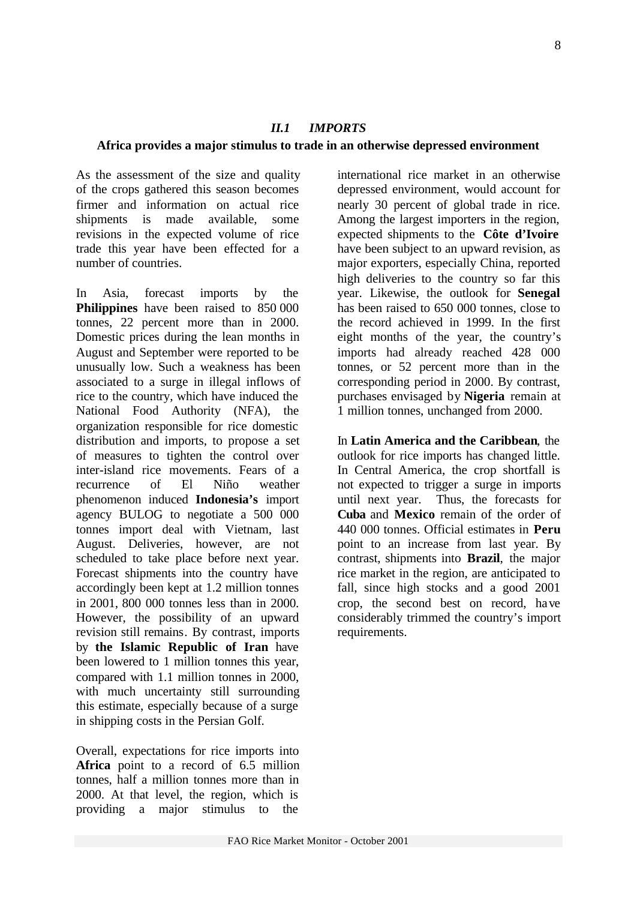## *II.1 IMPORTS*

**Africa provides a major stimulus to trade in an otherwise depressed environment**

As the assessment of the size and quality of the crops gathered this season becomes firmer and information on actual rice shipments is made available, some revisions in the expected volume of rice trade this year have been effected for a number of countries.

In Asia, forecast imports by the **Philippines** have been raised to 850 000 tonnes, 22 percent more than in 2000. Domestic prices during the lean months in August and September were reported to be unusually low. Such a weakness has been associated to a surge in illegal inflows of rice to the country, which have induced the National Food Authority (NFA), the organization responsible for rice domestic distribution and imports, to propose a set of measures to tighten the control over inter-island rice movements. Fears of a recurrence of El Niño weather phenomenon induced **Indonesia's** import agency BULOG to negotiate a 500 000 tonnes import deal with Vietnam, last August. Deliveries, however, are not scheduled to take place before next year. Forecast shipments into the country have accordingly been kept at 1.2 million tonnes in 2001, 800 000 tonnes less than in 2000. However, the possibility of an upward revision still remains. By contrast, imports by **the Islamic Republic of Iran** have been lowered to 1 million tonnes this year, compared with 1.1 million tonnes in 2000, with much uncertainty still surrounding this estimate, especially because of a surge in shipping costs in the Persian Golf.

Overall, expectations for rice imports into **Africa** point to a record of 6.5 million tonnes, half a million tonnes more than in 2000. At that level, the region, which is providing a major stimulus to the international rice market in an otherwise depressed environment, would account for nearly 30 percent of global trade in rice. Among the largest importers in the region, expected shipments to the **Côte d'Ivoire** have been subject to an upward revision, as major exporters, especially China, reported high deliveries to the country so far this year. Likewise, the outlook for **Senegal** has been raised to 650 000 tonnes, close to the record achieved in 1999. In the first eight months of the year, the country's imports had already reached 428 000 tonnes, or 52 percent more than in the corresponding period in 2000. By contrast, purchases envisaged by **Nigeria** remain at 1 million tonnes, unchanged from 2000.

In **Latin America and the Caribbean**, the outlook for rice imports has changed little. In Central America, the crop shortfall is not expected to trigger a surge in imports until next year. Thus, the forecasts for **Cuba** and **Mexico** remain of the order of 440 000 tonnes. Official estimates in **Peru** point to an increase from last year. By contrast, shipments into **Brazil**, the major rice market in the region, are anticipated to fall, since high stocks and a good 2001 crop, the second best on record, have considerably trimmed the country's import requirements.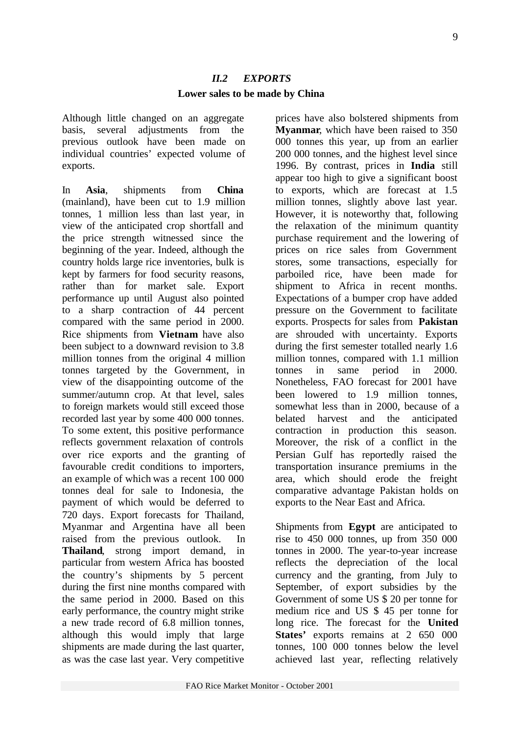## *II.2 EXPORTS*

**Lower sales to be made by China**

Although little changed on an aggregate basis, several adjustments from the previous outlook have been made on individual countries' expected volume of exports.

In **Asia**, shipments from **China** (mainland), have been cut to 1.9 million tonnes, 1 million less than last year, in view of the anticipated crop shortfall and the price strength witnessed since the beginning of the year. Indeed, although the country holds large rice inventories, bulk is kept by farmers for food security reasons, rather than for market sale. Export performance up until August also pointed to a sharp contraction of 44 percent compared with the same period in 2000. Rice shipments from **Vietnam** have also been subject to a downward revision to 3.8 million tonnes from the original 4 million tonnes targeted by the Government, in view of the disappointing outcome of the summer/autumn crop. At that level, sales to foreign markets would still exceed those recorded last year by some 400 000 tonnes. To some extent, this positive performance reflects government relaxation of controls over rice exports and the granting of favourable credit conditions to importers, an example of which was a recent 100 000 tonnes deal for sale to Indonesia, the payment of which would be deferred to 720 days. Export forecasts for Thailand, Myanmar and Argentina have all been raised from the previous outlook. In **Thailand**, strong import demand, in particular from western Africa has boosted the country's shipments by 5 percent during the first nine months compared with the same period in 2000. Based on this early performance, the country might strike a new trade record of 6.8 million tonnes, although this would imply that large shipments are made during the last quarter, as was the case last year. Very competitive prices have also bolstered shipments from **Myanmar**, which have been raised to 350 000 tonnes this year, up from an earlier 200 000 tonnes, and the highest level since 1996. By contrast, prices in **India** still appear too high to give a significant boost to exports, which are forecast at 1.5 million tonnes, slightly above last year. However, it is noteworthy that, following the relaxation of the minimum quantity purchase requirement and the lowering of prices on rice sales from Government stores, some transactions, especially for parboiled rice, have been made for shipment to Africa in recent months. Expectations of a bumper crop have added pressure on the Government to facilitate exports. Prospects for sales from **Pakistan** are shrouded with uncertainty. Exports during the first semester totalled nearly 1.6 million tonnes, compared with 1.1 million tonnes in same period in 2000. Nonetheless, FAO forecast for 2001 have been lowered to 1.9 million tonnes, somewhat less than in 2000, because of a belated harvest and the anticipated contraction in production this season. Moreover, the risk of a conflict in the Persian Gulf has reportedly raised the transportation insurance premiums in the area, which should erode the freight comparative advantage Pakistan holds on exports to the Near East and Africa.

Shipments from **Egypt** are anticipated to rise to 450 000 tonnes, up from 350 000 tonnes in 2000. The year-to-year increase reflects the depreciation of the local currency and the granting, from July to September, of export subsidies by the Government of some US $ 20 per tonne for medium rice and US $ 45 per tonne for long rice. The forecast for the **United States'** exports remains at 2 650 000 tonnes, 100 000 tonnes below the level achieved last year, reflecting relatively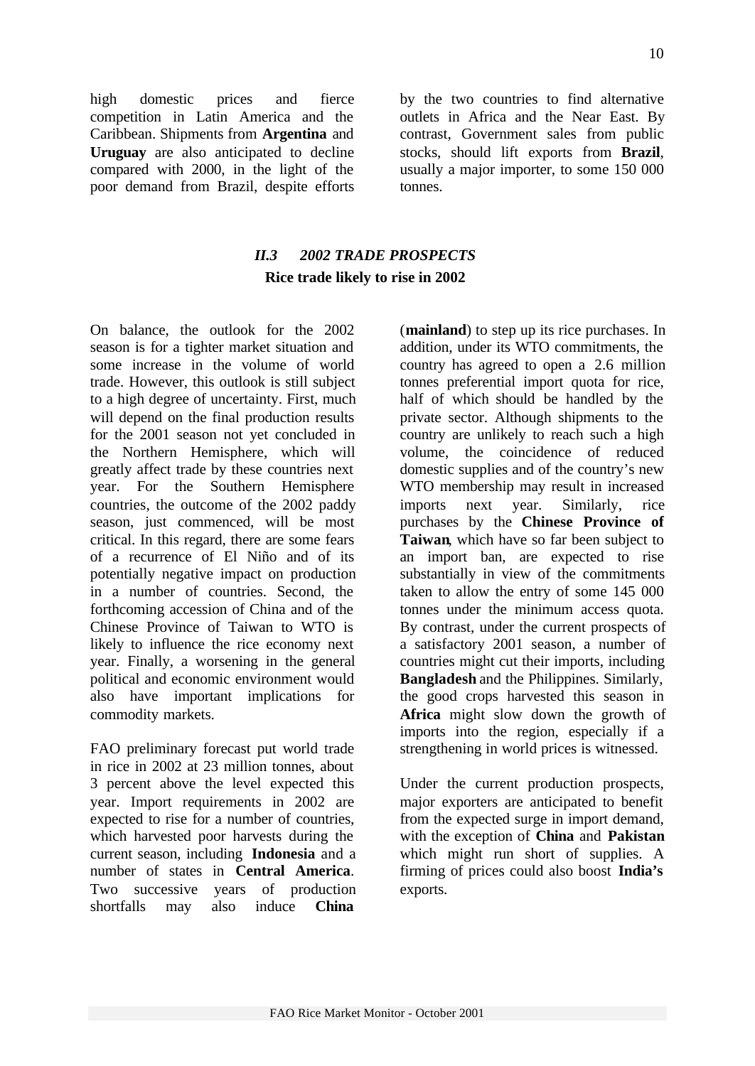high domestic prices and fierce competition in Latin America and the Caribbean. Shipments from **Argentina** and **Uruguay** are also anticipated to decline compared with 2000, in the light of the poor demand from Brazil, despite efforts by the two countries to find alternative outlets in Africa and the Near East. By contrast, Government sales from public stocks, should lift exports from **Brazil**, usually a major importer, to some 150 000 tonnes.

## *II.3 2002 TRADE PROSPECTS*

**Rice trade likely to rise in 2002**

On balance, the outlook for the 2002 season is for a tighter market situation and some increase in the volume of world trade. However, this outlook is still subject to a high degree of uncertainty. First, much will depend on the final production results for the 2001 season not yet concluded in the Northern Hemisphere, which will greatly affect trade by these countries next year. For the Southern Hemisphere countries, the outcome of the 2002 paddy season, just commenced, will be most critical. In this regard, there are some fears of a recurrence of El Niño and of its potentially negative impact on production in a number of countries. Second, the forthcoming accession of China and of the Chinese Province of Taiwan to WTO is likely to influence the rice economy next year. Finally, a worsening in the general political and economic environment would also have important implications for commodity markets.

FAO preliminary forecast put world trade in rice in 2002 at 23 million tonnes, about 3 percent above the level expected this year. Import requirements in 2002 are expected to rise for a number of countries, which harvested poor harvests during the current season, including **Indonesia** and a number of states in **Central America**. Two successive years of production shortfalls may also induce **China** (**mainland**) to step up its rice purchases. In addition, under its WTO commitments, the country has agreed to open a 2.6 million tonnes preferential import quota for rice, half of which should be handled by the private sector. Although shipments to the country are unlikely to reach such a high volume, the coincidence of reduced domestic supplies and of the country's new WTO membership may result in increased imports next year. Similarly, rice purchases by the **Chinese Province of Taiwan**, which have so far been subject to an import ban, are expected to rise substantially in view of the commitments taken to allow the entry of some 145 000 tonnes under the minimum access quota. By contrast, under the current prospects of a satisfactory 2001 season, a number of countries might cut their imports, including **Bangladesh** and the Philippines. Similarly, the good crops harvested this season in **Africa** might slow down the growth of imports into the region, especially if a strengthening in world prices is witnessed.

Under the current production prospects, major exporters are anticipated to benefit from the expected surge in import demand, with the exception of **China** and **Pakistan** which might run short of supplies. A firming of prices could also boost **India's** exports.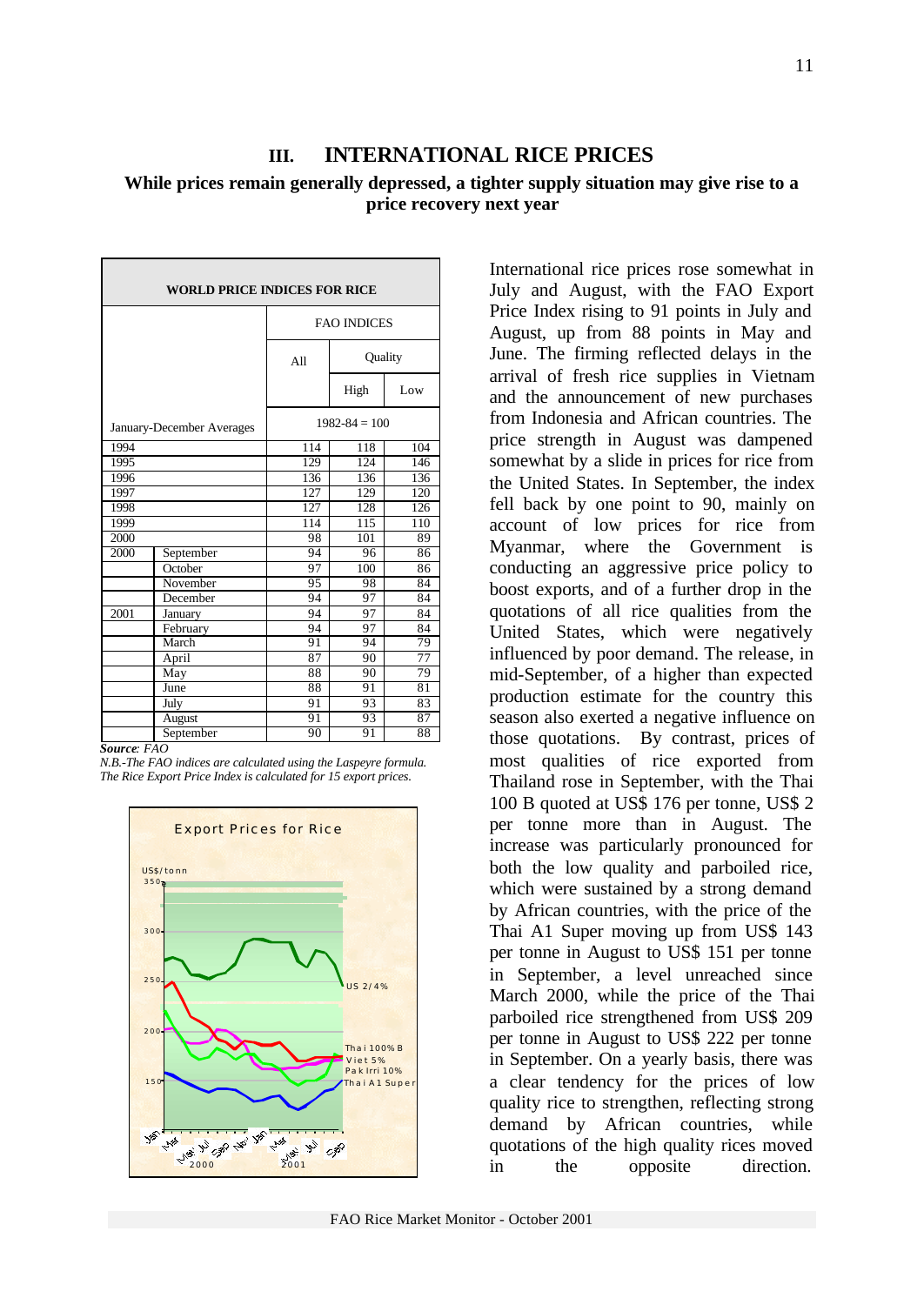# III. INTERNATIONAL RICE PRICES

**While prices remain generally depressed, a tighter supply situation may give rise to a price recovery next year**

**WORLD PRICE INDICES FOR RICE**

| | | FAO INDICES | | |
|---|---|---|---|---|
| | | All | Quality | |
| | | | High | Low |
| January-December Averages | | 1982-84 = 100 | | |
| 1994 | | 114 | 118 | 104 |
| 1995 | | 129 | 124 | 146 |
| 1996 | | 136 | 136 | 136 |
| 1997 | | 127 | 129 | 120 |
| 1998 | | 127 | 128 | 126 |
| 1999 | | 114 | 115 | 110 |
| 2000 | | 98 | 101 | 89 |
| 2000 | September | 94 | 96 | 86 |
| | October | 97 | 100 | 86 |
| | November | 95 | 98 | 84 |
| | December | 94 | 97 | 84 |
| 2001 | January | 94 | 97 | 84 |
| | February | 94 | 97 | 84 |
| | March | 91 | 94 | 79 |
| | April | 87 | 90 | 77 |
| | May | 88 | 90 | 79 |
| | June | 88 | 91 | 81 |
| | July | 91 | 93 | 83 |
| | August | 91 | 93 | 87 |
| | September | 90 | 91 | 88 |

***Source**: FAO*

*N.B.-The FAO indices are calculated using the Laspeyre formula. The Rice Export Price Index is calculated for 15 export prices.*

International rice prices rose somewhat in July and August, with the FAO Export Price Index rising to 91 points in July and August, up from 88 points in May and June. The firming reflected delays in the arrival of fresh rice supplies in Vietnam and the announcement of new purchases from Indonesia and African countries. The price strength in August was dampened somewhat by a slide in prices for rice from the United States. In September, the index fell back by one point to 90, mainly on account of low prices for rice from Myanmar, where the Government is conducting an aggressive price policy to boost exports, and of a further drop in the quotations of all rice qualities from the United States, which were negatively influenced by poor demand. The release, in mid-September, of a higher than expected production estimate for the country this season also exerted a negative influence on those quotations. By contrast, prices of most qualities of rice exported from Thailand rose in September, with the Thai 100 B quoted at US$ 176 per tonne, US$ 2 per tonne more than in August. The increase was particularly pronounced for both the low quality and parboiled rice, which were sustained by a strong demand by African countries, with the price of the Thai A1 Super moving up from US$ 143 per tonne in August to US$ 151 per tonne in September, a level unreached since March 2000, while the price of the Thai parboiled rice strengthened from US$ 209 per tonne in August to US$ 222 per tonne in September. On a yearly basis, there was a clear tendency for the prices of low quality rice to strengthen, reflecting strong demand by African countries, while quotations of the high quality rices moved in the opposite direction.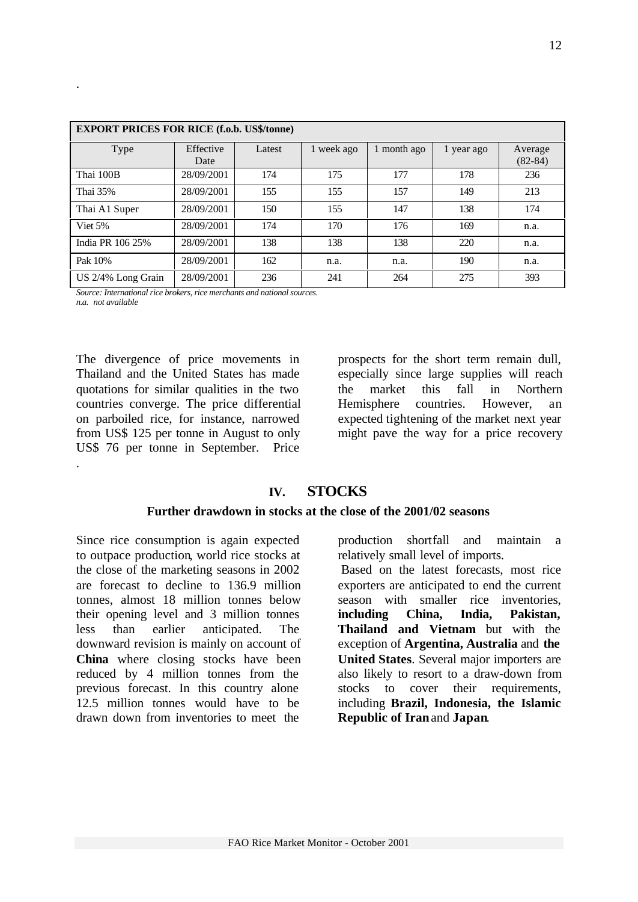**EXPORT PRICES FOR RICE (f.o.b. US$/tonne)**

| Type | Effective Date | Latest | 1 week ago | 1 month ago | 1 year ago | Average (82-84) |
|---|---|---|---|---|---|---|
| Thai 100B | 28/09/2001 | 174 | 175 | 177 | 178 | 236 |
| Thai 35% | 28/09/2001 | 155 | 155 | 157 | 149 | 213 |
| Thai A1 Super | 28/09/2001 | 150 | 155 | 147 | 138 | 174 |
| Viet 5% | 28/09/2001 | 174 | 170 | 176 | 169 | n.a. |
| India PR 106 25% | 28/09/2001 | 138 | 138 | 138 | 220 | n.a. |
| Pak 10% | 28/09/2001 | 162 | n.a. | n.a. | 190 | n.a. |
| US 2/4% Long Grain | 28/09/2001 | 236 | 241 | 264 | 275 | 393 |

*Source: International rice brokers, rice merchants and national sources.*
*n.a. not available*

The divergence of price movements in Thailand and the United States has made quotations for similar qualities in the two countries converge. The price differential on parboiled rice, for instance, narrowed from US$ 125 per tonne in August to only US$ 76 per tonne in September. Price prospects for the short term remain dull, especially since large supplies will reach the market this fall in Northern Hemisphere countries. However, an expected tightening of the market next year might pave the way for a price recovery.

## IV. STOCKS

### Further drawdown in stocks at the close of the 2001/02 seasons

Since rice consumption is again expected to outpace production, world rice stocks at the close of the marketing seasons in 2002 are forecast to decline to 136.9 million tonnes, almost 18 million tonnes below their opening level and 3 million tonnes less than earlier anticipated. The downward revision is mainly on account of **China** where closing stocks have been reduced by 4 million tonnes from the previous forecast. In this country alone 12.5 million tonnes would have to be drawn down from inventories to meet the production shortfall and maintain a relatively small level of imports.

Based on the latest forecasts, most rice exporters are anticipated to end the current season with smaller rice inventories, **including China, India, Pakistan, Thailand and Vietnam** but with the exception of **Argentina, Australia** and **the United States**. Several major importers are also likely to resort to a draw-down from stocks to cover their requirements, including **Brazil, Indonesia, the Islamic Republic of Iran** and **Japan**.